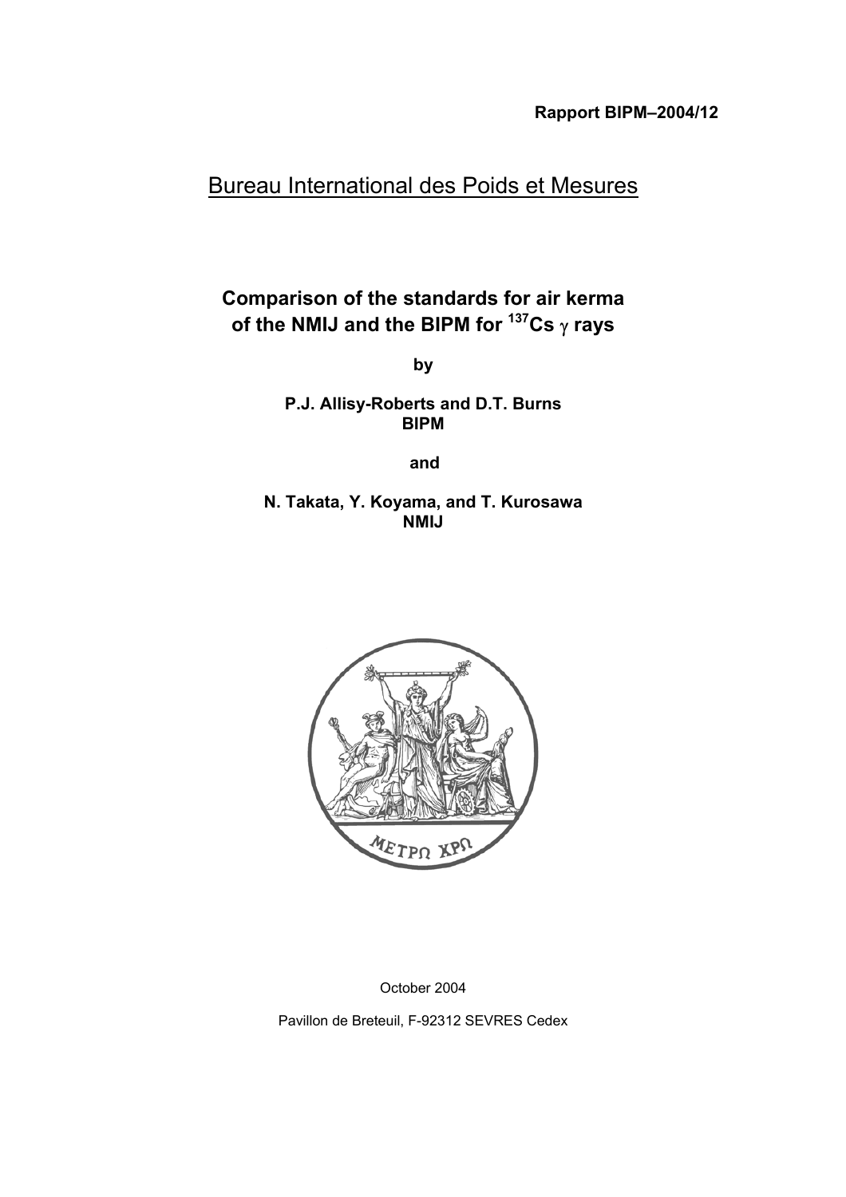**Rapport BIPM–2004/12**

# Bureau International des Poids et Mesures

## Comparison of the standards for air kerma of the NMIJ and the BIPM for $^{137}Cs$ $\gamma$ rays

by

**P.J. Allisy-Roberts and D.T. Burns**
**BIPM**

and

**N. Takata, Y. Koyama, and T. Kurosawa**
**NMIJ**

October 2004

Pavillon de Breteuil, F-92312 SEVRES Cedex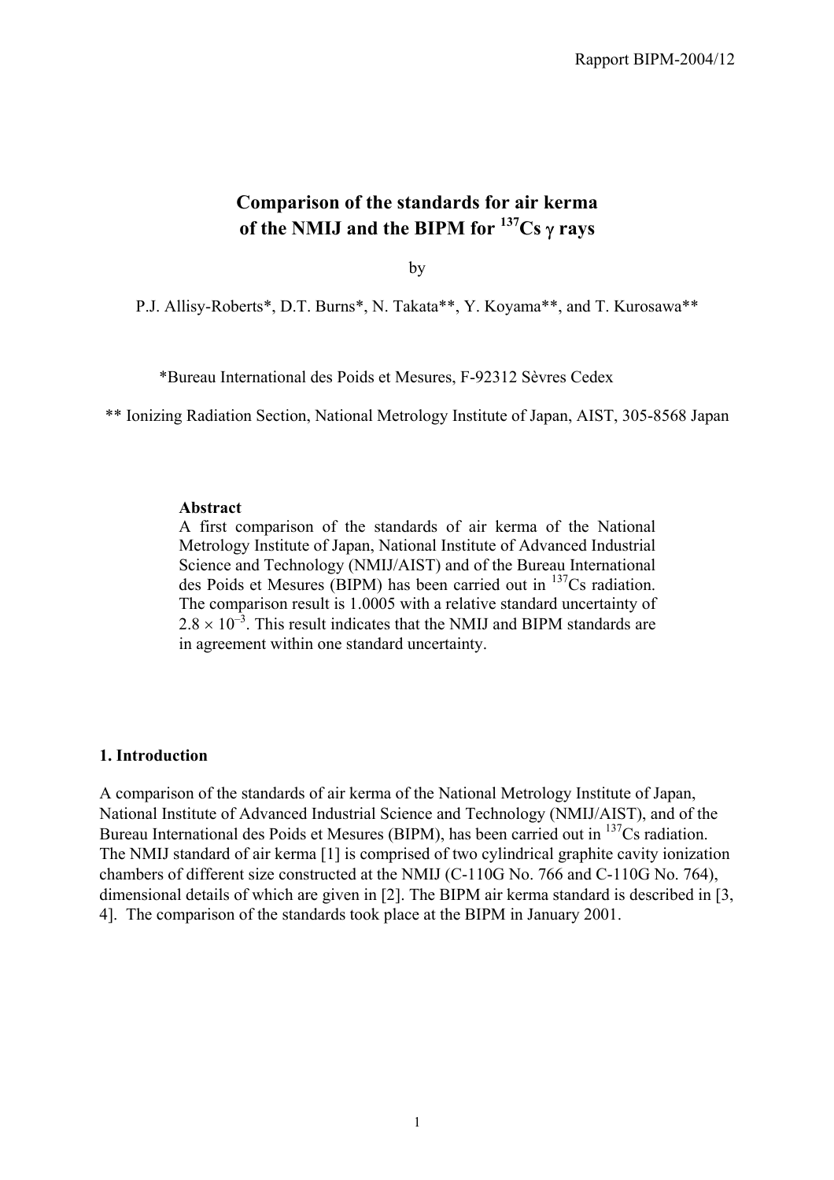# Comparison of the standards for air kerma of the NMIJ and the BIPM for $^{137}Cs$ $\gamma$ rays

by

P.J. Allisy-Roberts\*, D.T. Burns\*, N. Takata\*\*, Y. Koyama\*\*, and T. Kurosawa\*\*

\*Bureau International des Poids et Mesures, F-92312 Sèvres Cedex

\*\* Ionizing Radiation Section, National Metrology Institute of Japan, AIST, 305-8568 Japan

**Abstract**

A first comparison of the standards of air kerma of the National Metrology Institute of Japan, National Institute of Advanced Industrial Science and Technology (NMIJ/AIST) and of the Bureau International des Poids et Mesures (BIPM) has been carried out in $^{137}Cs$ radiation. The comparison result is 1.0005 with a relative standard uncertainty of $2.8 \times 10^{-3}$. This result indicates that the NMIJ and BIPM standards are in agreement within one standard uncertainty.

## 1. Introduction

A comparison of the standards of air kerma of the National Metrology Institute of Japan, National Institute of Advanced Industrial Science and Technology (NMIJ/AIST), and of the Bureau International des Poids et Mesures (BIPM), has been carried out in $^{137}Cs$ radiation. The NMIJ standard of air kerma [1] is comprised of two cylindrical graphite cavity ionization chambers of different size constructed at the NMIJ (C-110G No. 766 and C-110G No. 764), dimensional details of which are given in [2]. The BIPM air kerma standard is described in [3, 4]. The comparison of the standards took place at the BIPM in January 2001.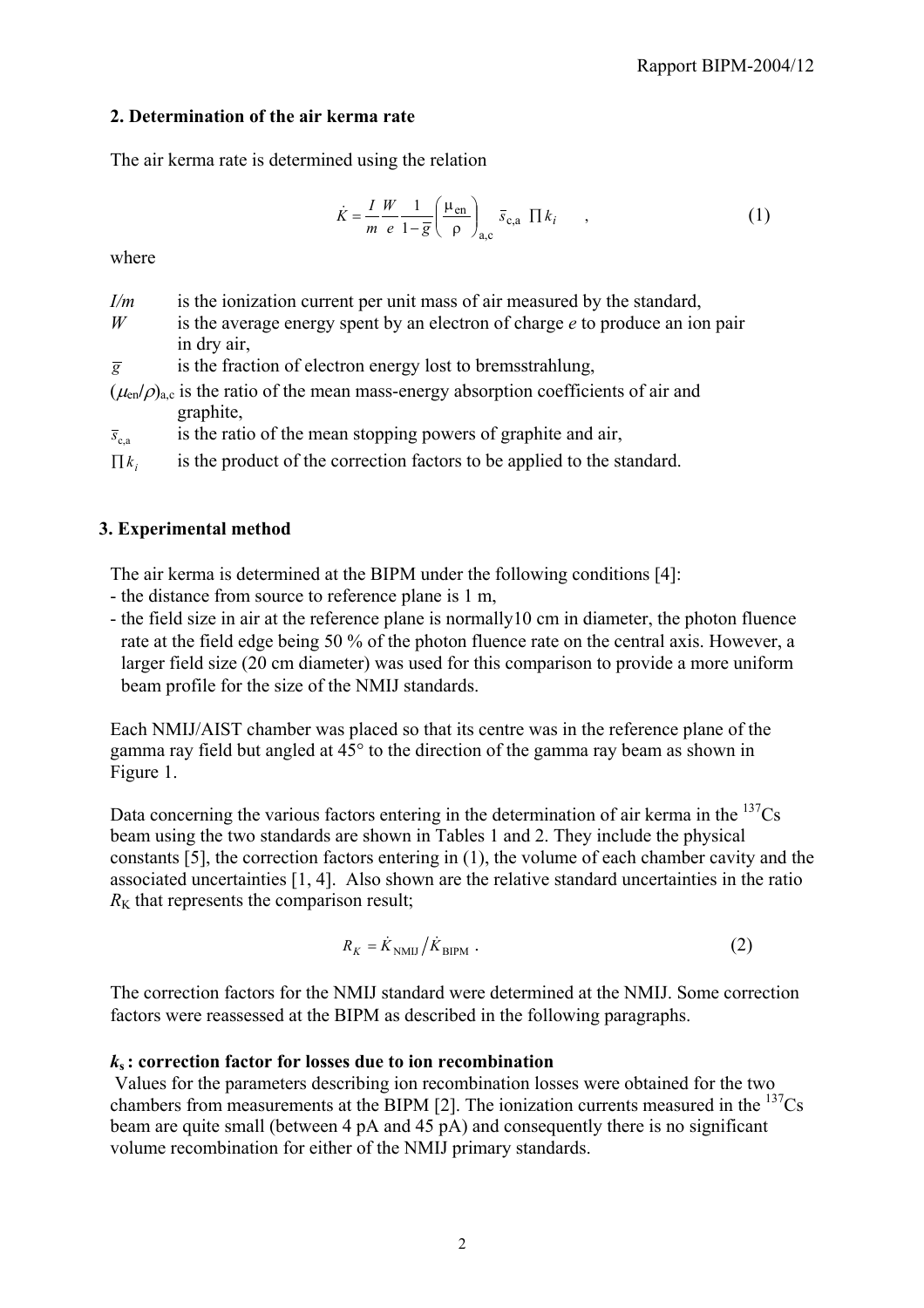## 2. Determination of the air kerma rate

The air kerma rate is determined using the relation

$$\dot{K} = \frac{I}{m}\frac{W}{e}\frac{1}{1-\bar{g}}\left(\frac{\mu_{\text{en}}}{\rho}\right)_{\text{a,c}} \bar{s}_{\text{c,a}} \prod k_i \quad , \tag{1}$$

where

- $I/m$ is the ionization current per unit mass of air measured by the standard,
- $W$ is the average energy spent by an electron of charge $e$ to produce an ion pair in dry air,
- $\bar{g}$ is the fraction of electron energy lost to bremsstrahlung,
- $(\mu_{\text{en}}/\rho)_{\text{a,c}}$ is the ratio of the mean mass-energy absorption coefficients of air and graphite,
- $\bar{s}_{\text{c,a}}$ is the ratio of the mean stopping powers of graphite and air,
- $\prod k_i$ is the product of the correction factors to be applied to the standard.

## 3. Experimental method

The air kerma is determined at the BIPM under the following conditions [4]:

- the distance from source to reference plane is 1 m,
- the field size in air at the reference plane is normally10 cm in diameter, the photon fluence rate at the field edge being 50 % of the photon fluence rate on the central axis. However, a larger field size (20 cm diameter) was used for this comparison to provide a more uniform beam profile for the size of the NMIJ standards.

Each NMIJ/AIST chamber was placed so that its centre was in the reference plane of the gamma ray field but angled at 45° to the direction of the gamma ray beam as shown in Figure 1.

Data concerning the various factors entering in the determination of air kerma in the $^{137}$Cs beam using the two standards are shown in Tables 1 and 2. They include the physical constants [5], the correction factors entering in (1), the volume of each chamber cavity and the associated uncertainties [1, 4]. Also shown are the relative standard uncertainties in the ratio $R_{\text{K}}$ that represents the comparison result;

$$R_K = \dot{K}_{\text{NMIJ}} / \dot{K}_{\text{BIPM}} \ . \tag{2}$$

The correction factors for the NMIJ standard were determined at the NMIJ. Some correction factors were reassessed at the BIPM as described in the following paragraphs.

**$k_{\text{s}}$ : correction factor for losses due to ion recombination**

Values for the parameters describing ion recombination losses were obtained for the two chambers from measurements at the BIPM [2]. The ionization currents measured in the $^{137}$Cs beam are quite small (between 4 pA and 45 pA) and consequently there is no significant volume recombination for either of the NMIJ primary standards.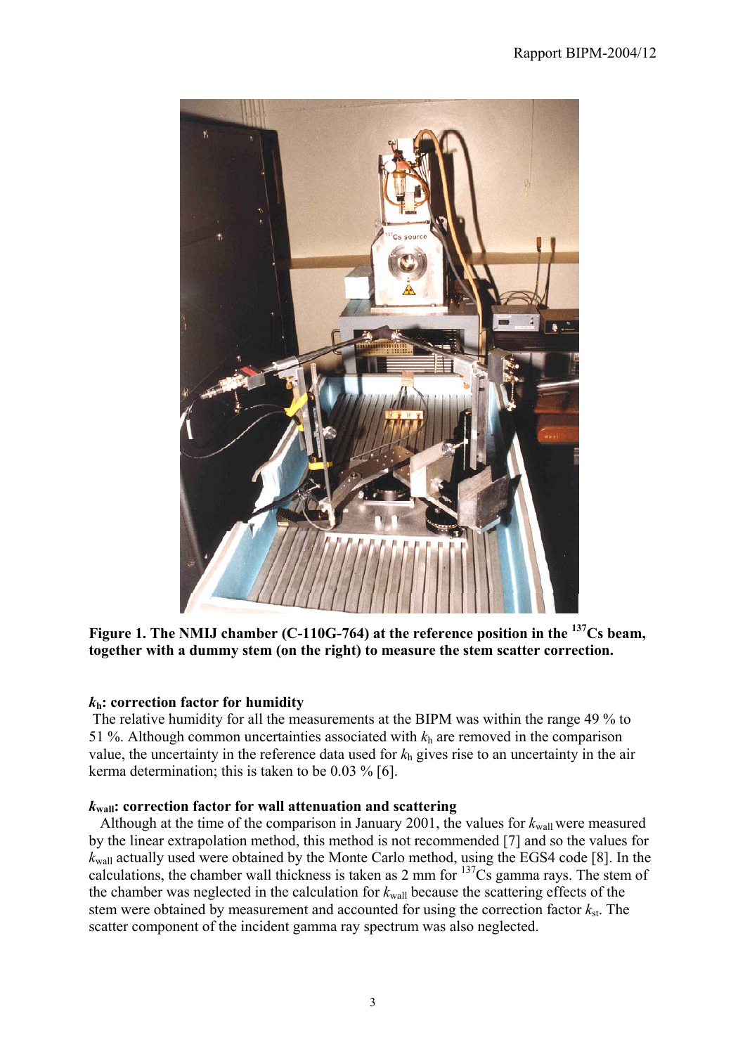**Figure 1. The NMIJ chamber (C-110G-764) at the reference position in the $^{137}$Cs beam, together with a dummy stem (on the right) to measure the stem scatter correction.**

### $k_h$: correction factor for humidity

The relative humidity for all the measurements at the BIPM was within the range 49 % to 51 %. Although common uncertainties associated with $k_h$ are removed in the comparison value, the uncertainty in the reference data used for $k_h$ gives rise to an uncertainty in the air kerma determination; this is taken to be 0.03 % [6].

### $k_{wall}$: correction factor for wall attenuation and scattering

Although at the time of the comparison in January 2001, the values for $k_{wall}$ were measured by the linear extrapolation method, this method is not recommended [7] and so the values for $k_{wall}$ actually used were obtained by the Monte Carlo method, using the EGS4 code [8]. In the calculations, the chamber wall thickness is taken as 2 mm for $^{137}$Cs gamma rays. The stem of the chamber was neglected in the calculation for $k_{wall}$ because the scattering effects of the stem were obtained by measurement and accounted for using the correction factor $k_{st}$. The scatter component of the incident gamma ray spectrum was also neglected.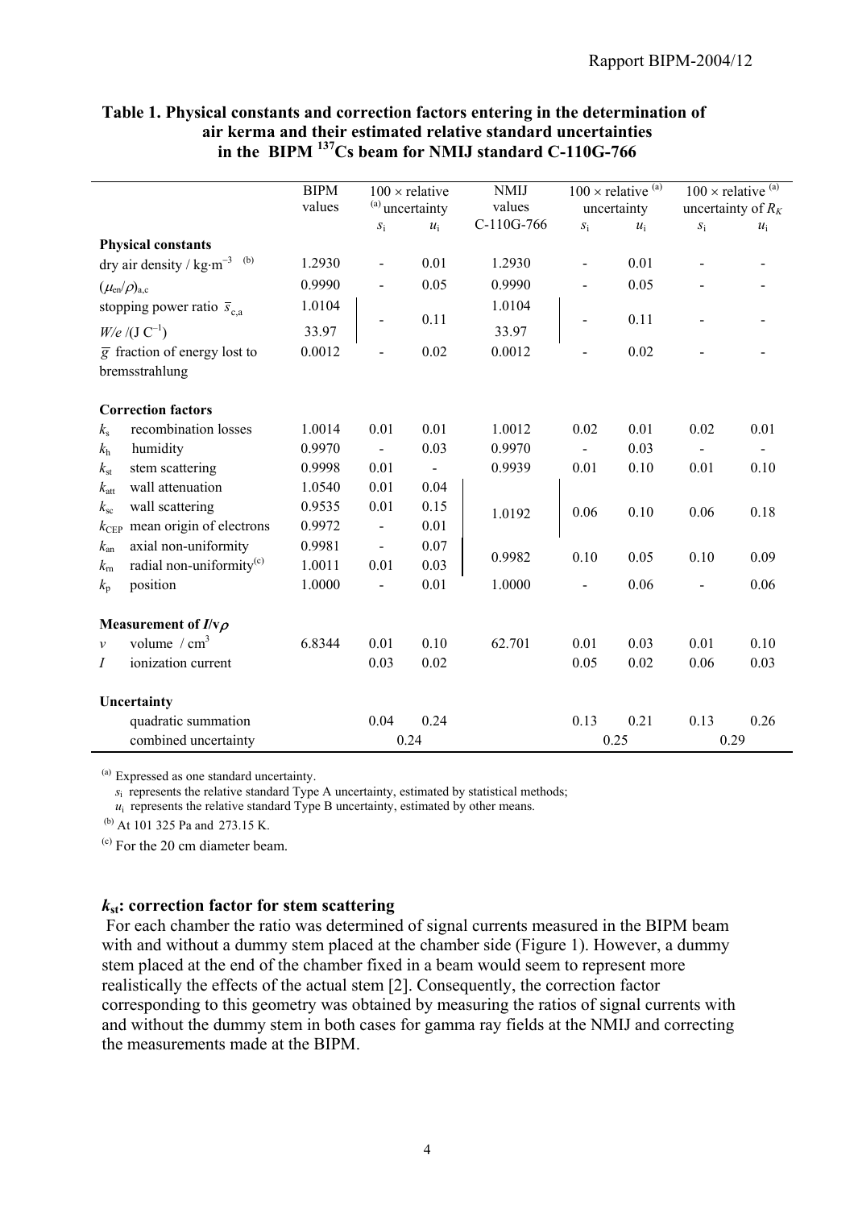**Table 1. Physical constants and correction factors entering in the determination of air kerma and their estimated relative standard uncertainties in the BIPM $^{137}$Cs beam for NMIJ standard C-110G-766**

| | BIPM values | 100 × relative [(a)] uncertainty | | NMIJ values | 100 × relative [(a)] uncertainty | | 100 × relative [(a)] uncertainty of $R_K$ | |
|---|---|---|---|---|---|---|---|---|
| | | $s_i$ | $u_i$ | C-110G-766 | $s_i$ | $u_i$ | $s_i$ | $u_i$ |
| **Physical constants** | | | | | | | | |
| dry air density / kg·m$^{-3}$ [(b)] | 1.2930 | - | 0.01 | 1.2930 | - | 0.01 | - | - |
| $(\mu_{en}/\rho)_{a,c}$ | 0.9990 | - | 0.05 | 0.9990 | - | 0.05 | - | - |
| stopping power ratio $\bar{s}_{c,a}$ | 1.0104 | - | 0.11 | 1.0104 | - | 0.11 | - | - |
| $W/e$ /(J C$^{-1}$) | 33.97 | | | 33.97 | | | | |
| $\bar{g}$ fraction of energy lost to bremsstrahlung | 0.0012 | - | 0.02 | 0.0012 | - | 0.02 | - | - |
| **Correction factors** | | | | | | | | |
| $k_s$ recombination losses | 1.0014 | 0.01 | 0.01 | 1.0012 | 0.02 | 0.01 | 0.02 | 0.01 |
| $k_h$ humidity | 0.9970 | - | 0.03 | 0.9970 | - | 0.03 | - | - |
| $k_{st}$ stem scattering | 0.9998 | 0.01 | - | 0.9939 | 0.01 | 0.10 | 0.01 | 0.10 |
| $k_{att}$ wall attenuation | 1.0540 | 0.01 | 0.04 | 1.0192 | 0.06 | 0.10 | 0.06 | 0.18 |
| $k_{sc}$ wall scattering | 0.9535 | 0.01 | 0.15 | | | | | |
| $k_{CEP}$ mean origin of electrons | 0.9972 | - | 0.01 | | | | | |
| $k_{an}$ axial non-uniformity | 0.9981 | - | 0.07 | 0.9982 | 0.10 | 0.05 | 0.10 | 0.09 |
| $k_{rn}$ radial non-uniformity[(c)] | 1.0011 | 0.01 | 0.03 | | | | | |
| $k_p$ position | 1.0000 | - | 0.01 | 1.0000 | - | 0.06 | - | 0.06 |
| **Measurement of $I$/v$\rho$** | | | | | | | | |
| $v$ volume / cm$^3$ | 6.8344 | 0.01 | 0.10 | 62.701 | 0.01 | 0.03 | 0.01 | 0.10 |
| $I$ ionization current | | 0.03 | 0.02 | | 0.05 | 0.02 | 0.06 | 0.03 |
| **Uncertainty** | | | | | | | | |
| quadratic summation | | 0.04 | 0.24 | | 0.13 | 0.21 | 0.13 | 0.26 |
| combined uncertainty | | 0.24 | | | 0.25 | | 0.29 | |

[(a)] Expressed as one standard uncertainty.
$s_i$ represents the relative standard Type A uncertainty, estimated by statistical methods;
$u_i$ represents the relative standard Type B uncertainty, estimated by other means.

[(b)] At 101 325 Pa and 273.15 K.

[(c)] For the 20 cm diameter beam.

### $k_{st}$: correction factor for stem scattering

For each chamber the ratio was determined of signal currents measured in the BIPM beam with and without a dummy stem placed at the chamber side (Figure 1). However, a dummy stem placed at the end of the chamber fixed in a beam would seem to represent more realistically the effects of the actual stem [2]. Consequently, the correction factor corresponding to this geometry was obtained by measuring the ratios of signal currents with and without the dummy stem in both cases for gamma ray fields at the NMIJ and correcting the measurements made at the BIPM.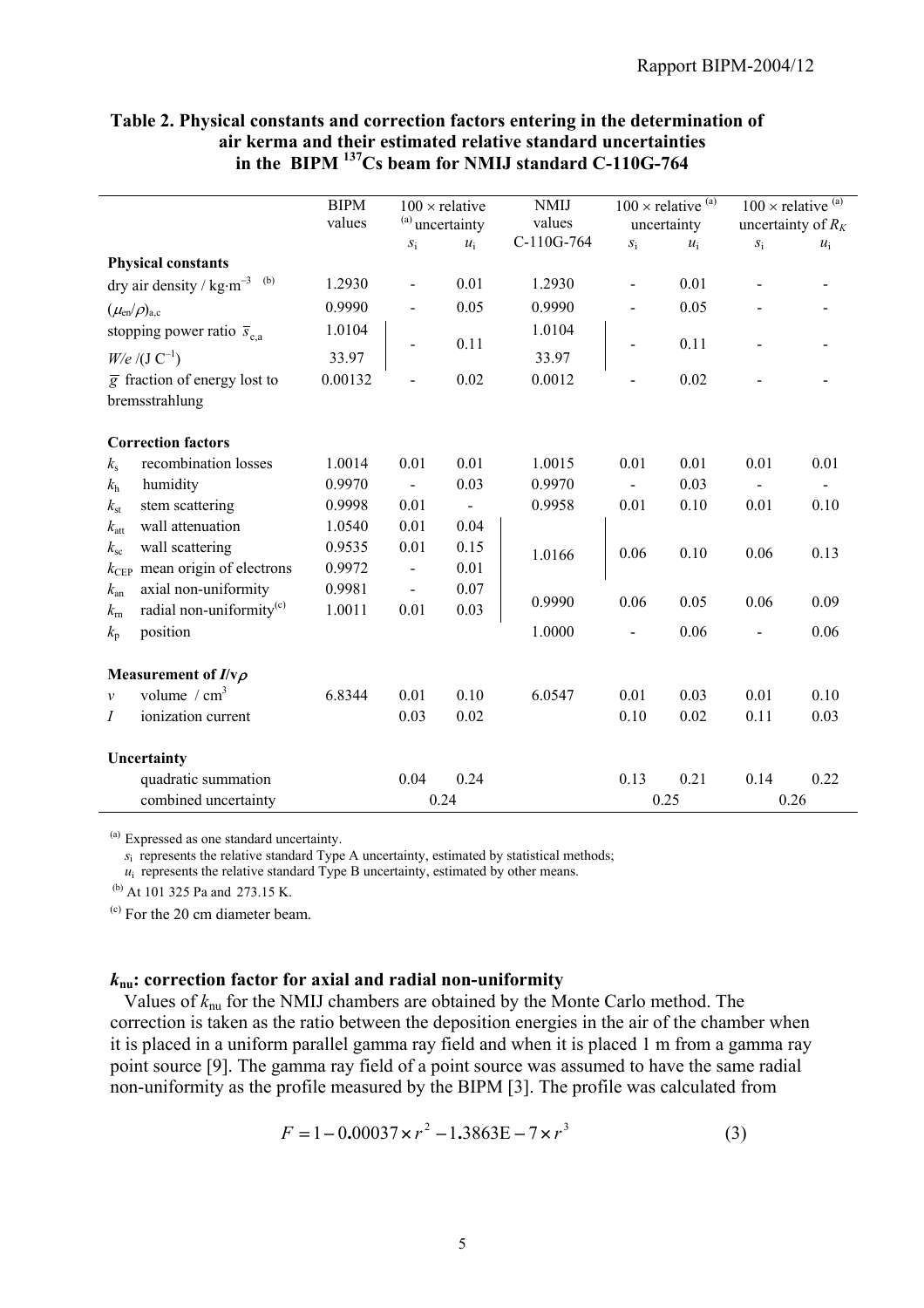**Table 2. Physical constants and correction factors entering in the determination of air kerma and their estimated relative standard uncertainties in the BIPM $^{137}$Cs beam for NMIJ standard C-110G-764**

| | BIPM values | 100 × relative [(a)] uncertainty | | NMIJ values C-110G-764 | 100 × relative [(a)] uncertainty | | 100 × relative [(a)] uncertainty of $R_K$ | |
|---|---|---|---|---|---|---|---|---|
| | | $s_i$ | $u_i$ | | $s_i$ | $u_i$ | $s_i$ | $u_i$ |
| **Physical constants** | | | | | | | | |
| dry air density / kg·m$^{-3}$ [(b)] | 1.2930 | - | 0.01 | 1.2930 | - | 0.01 | - | - |
| $(\mu_{en}/\rho)_{a,c}$ | 0.9990 | - | 0.05 | 0.9990 | - | 0.05 | - | - |
| stopping power ratio $\bar{s}_{c,a}$ | 1.0104 | - | 0.11 | 1.0104 | - | 0.11 | - | - |
| $W/e$ /(J C$^{-1}$) | 33.97 | | | 33.97 | | | | |
| $\bar{g}$ fraction of energy lost to bremsstrahlung | 0.00132 | - | 0.02 | 0.0012 | - | 0.02 | - | - |
| **Correction factors** | | | | | | | | |
| $k_s$ recombination losses | 1.0014 | 0.01 | 0.01 | 1.0015 | 0.01 | 0.01 | 0.01 | 0.01 |
| $k_h$ humidity | 0.9970 | - | 0.03 | 0.9970 | - | 0.03 | - | - |
| $k_{st}$ stem scattering | 0.9998 | 0.01 | - | 0.9958 | 0.01 | 0.10 | 0.01 | 0.10 |
| $k_{att}$ wall attenuation | 1.0540 | 0.01 | 0.04 | 1.0166 | 0.06 | 0.10 | 0.06 | 0.13 |
| $k_{sc}$ wall scattering | 0.9535 | 0.01 | 0.15 | | | | | |
| $k_{CEP}$ mean origin of electrons | 0.9972 | - | 0.01 | | | | | |
| $k_{an}$ axial non-uniformity | 0.9981 | - | 0.07 | 0.9990 | 0.06 | 0.05 | 0.06 | 0.09 |
| $k_{rn}$ radial non-uniformity[(c)] | 1.0011 | 0.01 | 0.03 | | | | | |
| $k_p$ position | | | | 1.0000 | - | 0.06 | - | 0.06 |
| **Measurement of $I$/v$\rho$** | | | | | | | | |
| $v$ volume / cm$^3$ | 6.8344 | 0.01 | 0.10 | 6.0547 | 0.01 | 0.03 | 0.01 | 0.10 |
| $I$ ionization current | | 0.03 | 0.02 | | 0.10 | 0.02 | 0.11 | 0.03 |
| **Uncertainty** | | | | | | | | |
| quadratic summation | | 0.04 | 0.24 | | 0.13 | 0.21 | 0.14 | 0.22 |
| combined uncertainty | | 0.24 | | | 0.25 | | 0.26 | |

(a) Expressed as one standard uncertainty.
$s_i$ represents the relative standard Type A uncertainty, estimated by statistical methods;
$u_i$ represents the relative standard Type B uncertainty, estimated by other means.

(b) At 101 325 Pa and 273.15 K.

(c) For the 20 cm diameter beam.

### $k_{nu}$: correction factor for axial and radial non-uniformity

Values of $k_{nu}$ for the NMIJ chambers are obtained by the Monte Carlo method. The correction is taken as the ratio between the deposition energies in the air of the chamber when it is placed in a uniform parallel gamma ray field and when it is placed 1 m from a gamma ray point source [9]. The gamma ray field of a point source was assumed to have the same radial non-uniformity as the profile measured by the BIPM [3]. The profile was calculated from

$$F = 1 - 0.00037 \times r^2 - 1.3863\mathrm{E} - 7 \times r^3 \qquad (3)$$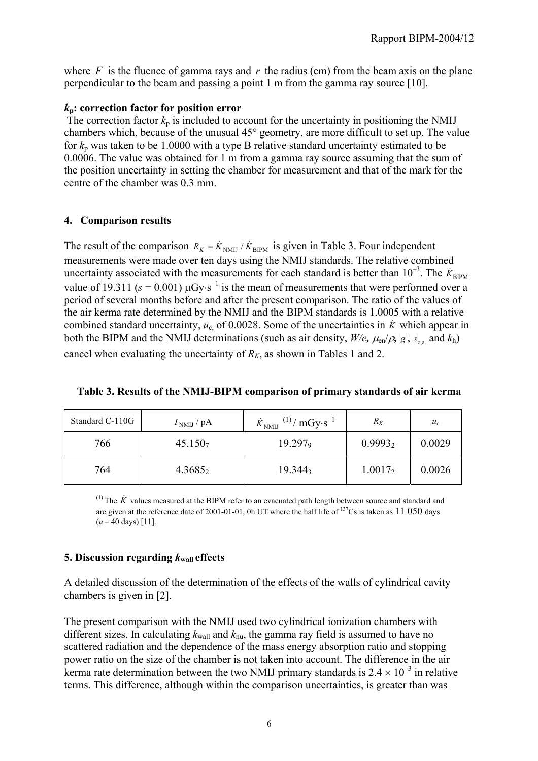where $F$ is the fluence of gamma rays and $r$ the radius (cm) from the beam axis on the plane perpendicular to the beam and passing a point 1 m from the gamma ray source [10].

**$k_p$: correction factor for position error**

The correction factor $k_p$ is included to account for the uncertainty in positioning the NMIJ chambers which, because of the unusual 45° geometry, are more difficult to set up. The value for $k_p$ was taken to be 1.0000 with a type B relative standard uncertainty estimated to be 0.0006. The value was obtained for 1 m from a gamma ray source assuming that the sum of the position uncertainty in setting the chamber for measurement and that of the mark for the centre of the chamber was 0.3 mm.

## 4. Comparison results

The result of the comparison $R_K = \dot{K}_{\mathrm{NMIJ}} / \dot{K}_{\mathrm{BIPM}}$ is given in Table 3. Four independent measurements were made over ten days using the NMIJ standards. The relative combined uncertainty associated with the measurements for each standard is better than $10^{-3}$. The $\dot{K}_{\mathrm{BIPM}}$ value of 19.311 ($s$ = 0.001) μGy·s$^{-1}$ is the mean of measurements that were performed over a period of several months before and after the present comparison. The ratio of the values of the air kerma rate determined by the NMIJ and the BIPM standards is 1.0005 with a relative combined standard uncertainty, $u_c$, of 0.0028. Some of the uncertainties in $\dot{K}$ which appear in both the BIPM and the NMIJ determinations (such as air density, $W/e$, $\mu_{en}/\rho$, $\bar{g}$, $\bar{s}_{c,a}$ and $k_h$) cancel when evaluating the uncertainty of $R_K$, as shown in Tables 1 and 2.

**Table 3. Results of the NMIJ-BIPM comparison of primary standards of air kerma**

| Standard C-110G | $I_{\mathrm{NMIJ}}$ / pA | $\dot{K}_{\mathrm{NMIJ}}$ [(1)] / mGy·s$^{-1}$ | $R_K$ | $u_c$ |
|---|---|---|---|---|
| 766 | $45.150_7$ | $19.297_9$ | $0.9993_2$ | 0.0029 |
| 764 | $4.3685_2$ | $19.344_3$ | $1.0017_2$ | 0.0026 |

[(1)] The $\dot{K}$ values measured at the BIPM refer to an evacuated path length between source and standard and are given at the reference date of 2001-01-01, 0h UT where the half life of $^{137}$Cs is taken as 11 050 days ($u$ = 40 days) [11].

## 5. Discussion regarding $k_{\mathrm{wall}}$ effects

A detailed discussion of the determination of the effects of the walls of cylindrical cavity chambers is given in [2].

The present comparison with the NMIJ used two cylindrical ionization chambers with different sizes. In calculating $k_{\mathrm{wall}}$ and $k_{\mathrm{nu}}$, the gamma ray field is assumed to have no scattered radiation and the dependence of the mass energy absorption ratio and stopping power ratio on the size of the chamber is not taken into account. The difference in the air kerma rate determination between the two NMIJ primary standards is $2.4 \times 10^{-3}$ in relative terms. This difference, although within the comparison uncertainties, is greater than was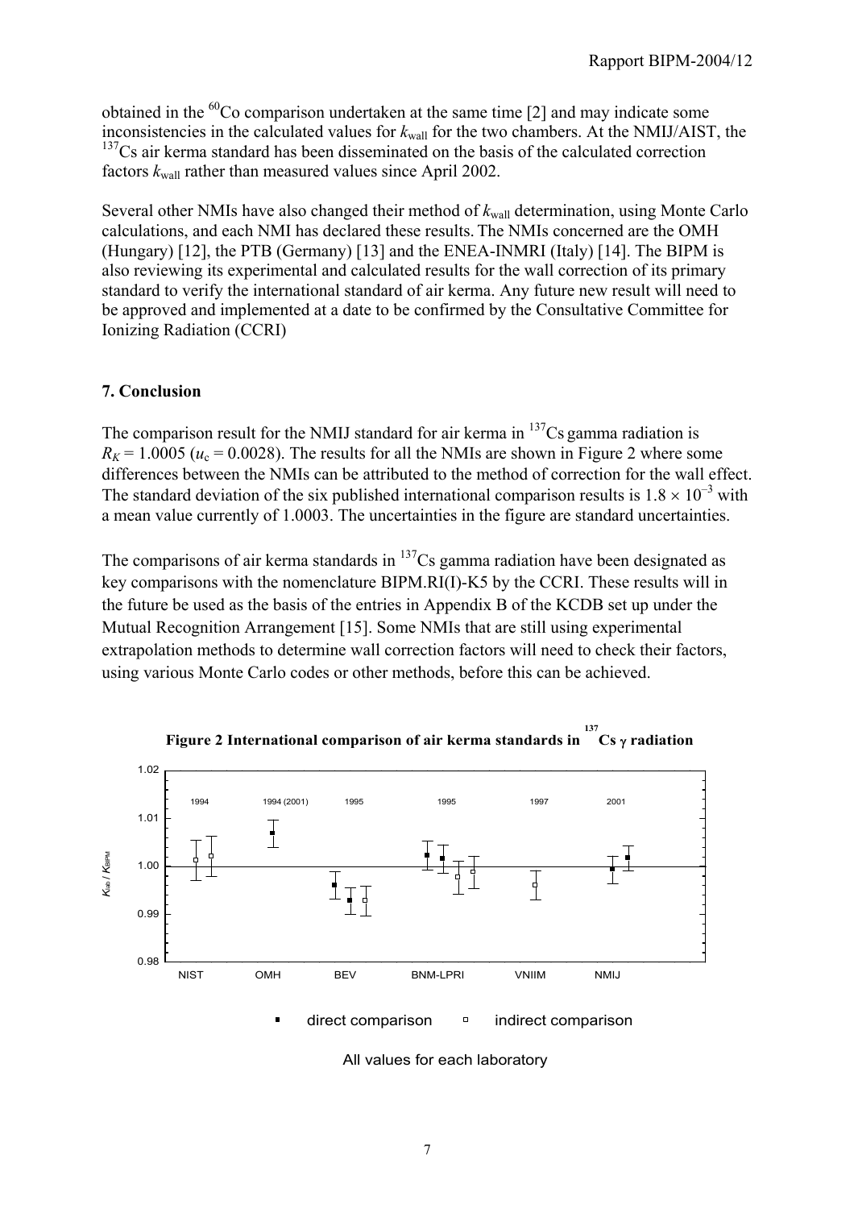obtained in the $^{60}$Co comparison undertaken at the same time [2] and may indicate some inconsistencies in the calculated values for $k_{wall}$ for the two chambers. At the NMIJ/AIST, the $^{137}$Cs air kerma standard has been disseminated on the basis of the calculated correction factors $k_{wall}$ rather than measured values since April 2002.

Several other NMIs have also changed their method of $k_{wall}$ determination, using Monte Carlo calculations, and each NMI has declared these results. The NMIs concerned are the OMH (Hungary) [12], the PTB (Germany) [13] and the ENEA-INMRI (Italy) [14]. The BIPM is also reviewing its experimental and calculated results for the wall correction of its primary standard to verify the international standard of air kerma. Any future new result will need to be approved and implemented at a date to be confirmed by the Consultative Committee for Ionizing Radiation (CCRI)

## 7. Conclusion

The comparison result for the NMIJ standard for air kerma in $^{137}$Cs gamma radiation is $R_K = 1.0005$ ($u_c = 0.0028$). The results for all the NMIs are shown in Figure 2 where some differences between the NMIs can be attributed to the method of correction for the wall effect. The standard deviation of the six published international comparison results is $1.8 \times 10^{-3}$ with a mean value currently of 1.0003. The uncertainties in the figure are standard uncertainties.

The comparisons of air kerma standards in $^{137}$Cs gamma radiation have been designated as key comparisons with the nomenclature BIPM.RI(I)-K5 by the CCRI. These results will in the future be used as the basis of the entries in Appendix B of the KCDB set up under the Mutual Recognition Arrangement [15]. Some NMIs that are still using experimental extrapolation methods to determine wall correction factors will need to check their factors, using various Monte Carlo codes or other methods, before this can be achieved.

**Figure 2 International comparison of air kerma standards in $^{137}$Cs γ radiation**

All values for each laboratory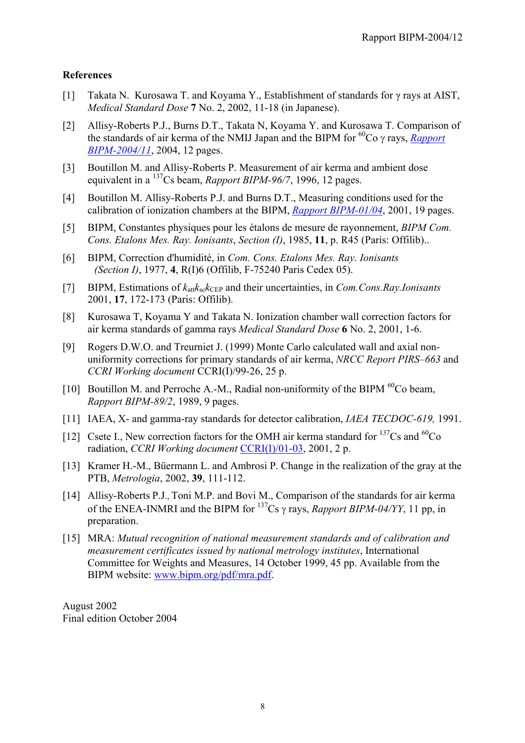## References

[1] Takata N. Kurosawa T. and Koyama Y., Establishment of standards for γ rays at AIST, *Medical Standard Dose* **7** No. 2, 2002, 11-18 (in Japanese).

[2] Allisy-Roberts P.J., Burns D.T., Takata N, Koyama Y. and Kurosawa T. Comparison of the standards of air kerma of the NMIJ Japan and the BIPM for $^{60}$Co γ rays, *Rapport BIPM-2004/11*, 2004, 12 pages.

[3] Boutillon M. and Allisy-Roberts P. Measurement of air kerma and ambient dose equivalent in a $^{137}$Cs beam, *Rapport BIPM-96/7*, 1996, 12 pages.

[4] Boutillon M. Allisy-Roberts P.J. and Burns D.T., Measuring conditions used for the calibration of ionization chambers at the BIPM, *Rapport BIPM-01/04*, 2001, 19 pages.

[5] BIPM, Constantes physiques pour les étalons de mesure de rayonnement, *BIPM Com. Cons. Etalons Mes. Ray. Ionisants*, *Section (I)*, 1985, **11**, p. R45 (Paris: Offilib)..

[6] BIPM, Correction d'humidité, in *Com. Cons. Etalons Mes. Ray. Ionisants (Section I)*, 1977, **4**, R(I)6 (Offilib, F-75240 Paris Cedex 05).

[7] BIPM, Estimations of $k_{att}k_{sc}k_{CEP}$ and their uncertainties, in *Com.Cons.Ray.Ionisants* 2001, **17**, 172-173 (Paris: Offilib).

[8] Kurosawa T, Koyama Y and Takata N. Ionization chamber wall correction factors for air kerma standards of gamma rays *Medical Standard Dose* **6** No. 2, 2001, 1-6.

[9] Rogers D.W.O. and Treurniet J. (1999) Monte Carlo calculated wall and axial non-uniformity corrections for primary standards of air kerma, *NRCC Report PIRS–663* and *CCRI Working document* CCRI(I)/99-26, 25 p.

[10] Boutillon M. and Perroche A.-M., Radial non-uniformity of the BIPM $^{60}$Co beam, *Rapport BIPM-89/2*, 1989, 9 pages.

[11] IAEA, X- and gamma-ray standards for detector calibration, *IAEA TECDOC-619,* 1991.

[12] Csete I., New correction factors for the OMH air kerma standard for $^{137}$Cs and $^{60}$Co radiation, *CCRI Working document* CCRI(I)/01-03, 2001, 2 p.

[13] Kramer H.-M., Büermann L. and Ambrosi P. Change in the realization of the gray at the PTB, *Metrologia*, 2002, **39**, 111-112.

[14] Allisy-Roberts P.J., Toni M.P. and Bovi M., Comparison of the standards for air kerma of the ENEA-INMRI and the BIPM for $^{137}$Cs γ rays, *Rapport BIPM-04/YY*, 11 pp, in preparation.

[15] MRA: *Mutual recognition of national measurement standards and of calibration and measurement certificates issued by national metrology institutes*, International Committee for Weights and Measures, 14 October 1999, 45 pp. Available from the BIPM website: www.bipm.org/pdf/mra.pdf.

August 2002
Final edition October 2004